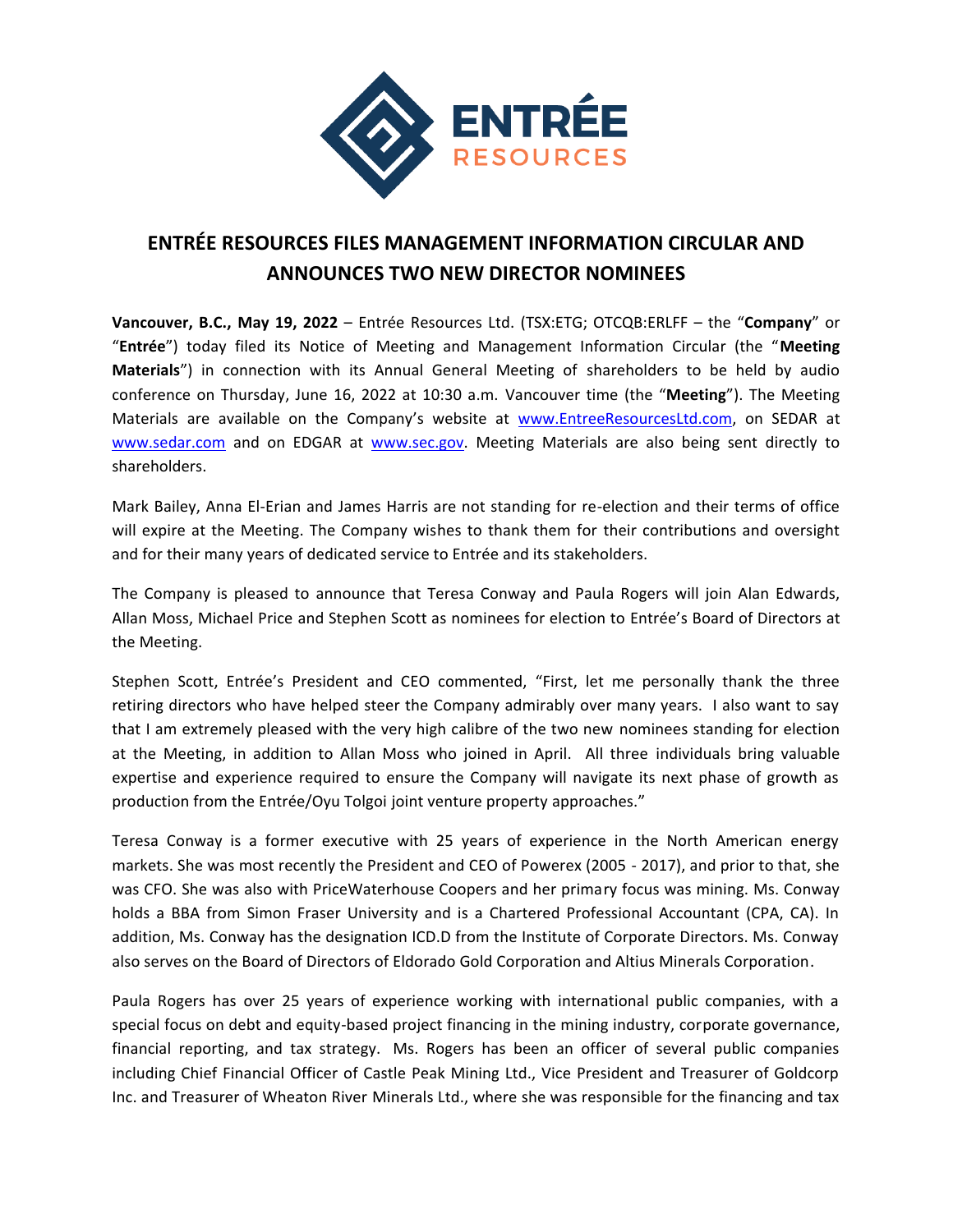# ENTRÉE RESOURCES FILES MANAGEMENT INFORMATION CIRCULAR AND ANNOUNCES TWO NEW DIRECTOR NOMINEES

**Vancouver, B.C., May 19, 2022** – Entrée Resources Ltd. (TSX:ETG; OTCQB:ERLFF – the "**Company**" or "**Entrée**") today filed its Notice of Meeting and Management Information Circular (the "**Meeting Materials**") in connection with its Annual General Meeting of shareholders to be held by audio conference on Thursday, June 16, 2022 at 10:30 a.m. Vancouver time (the "**Meeting**"). The Meeting Materials are available on the Company's website at www.EntreeResourcesLtd.com, on SEDAR at www.sedar.com and on EDGAR at www.sec.gov. Meeting Materials are also being sent directly to shareholders.

Mark Bailey, Anna El-Erian and James Harris are not standing for re-election and their terms of office will expire at the Meeting. The Company wishes to thank them for their contributions and oversight and for their many years of dedicated service to Entrée and its stakeholders.

The Company is pleased to announce that Teresa Conway and Paula Rogers will join Alan Edwards, Allan Moss, Michael Price and Stephen Scott as nominees for election to Entrée's Board of Directors at the Meeting.

Stephen Scott, Entrée's President and CEO commented, "First, let me personally thank the three retiring directors who have helped steer the Company admirably over many years. I also want to say that I am extremely pleased with the very high calibre of the two new nominees standing for election at the Meeting, in addition to Allan Moss who joined in April. All three individuals bring valuable expertise and experience required to ensure the Company will navigate its next phase of growth as production from the Entrée/Oyu Tolgoi joint venture property approaches."

Teresa Conway is a former executive with 25 years of experience in the North American energy markets. She was most recently the President and CEO of Powerex (2005 - 2017), and prior to that, she was CFO. She was also with PriceWaterhouse Coopers and her primary focus was mining. Ms. Conway holds a BBA from Simon Fraser University and is a Chartered Professional Accountant (CPA, CA). In addition, Ms. Conway has the designation ICD.D from the Institute of Corporate Directors. Ms. Conway also serves on the Board of Directors of Eldorado Gold Corporation and Altius Minerals Corporation.

Paula Rogers has over 25 years of experience working with international public companies, with a special focus on debt and equity-based project financing in the mining industry, corporate governance, financial reporting, and tax strategy. Ms. Rogers has been an officer of several public companies including Chief Financial Officer of Castle Peak Mining Ltd., Vice President and Treasurer of Goldcorp Inc. and Treasurer of Wheaton River Minerals Ltd., where she was responsible for the financing and tax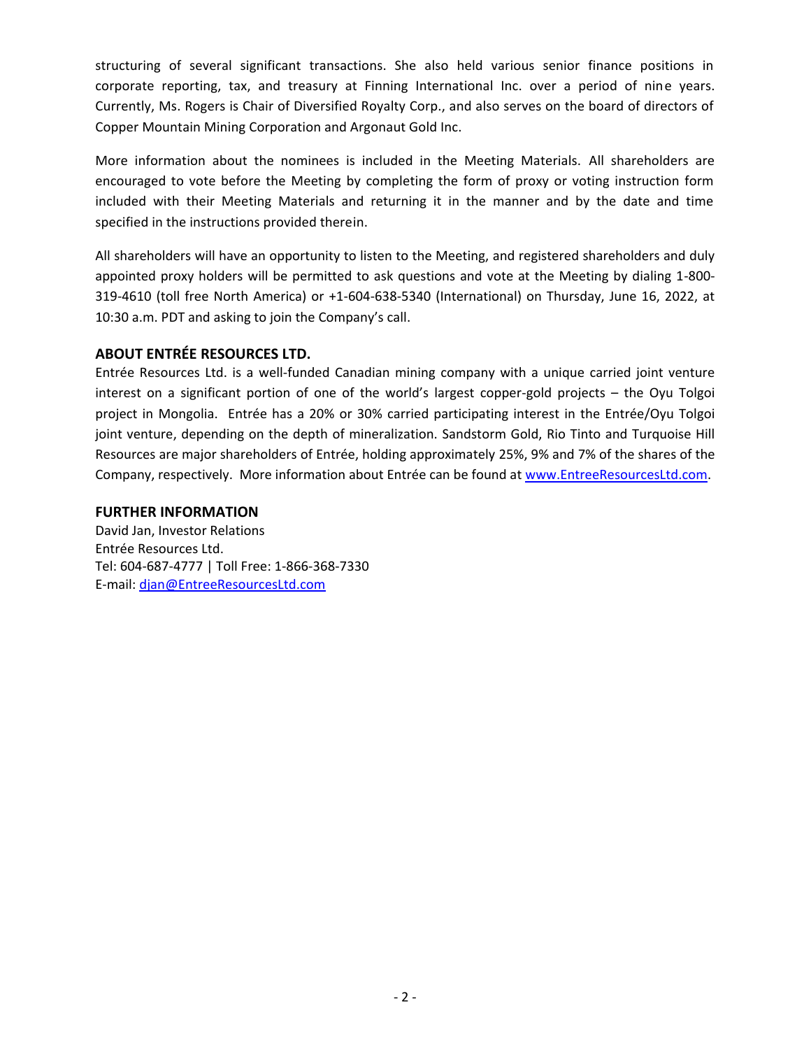structuring of several significant transactions. She also held various senior finance positions in corporate reporting, tax, and treasury at Finning International Inc. over a period of nine years. Currently, Ms. Rogers is Chair of Diversified Royalty Corp., and also serves on the board of directors of Copper Mountain Mining Corporation and Argonaut Gold Inc.

More information about the nominees is included in the Meeting Materials. All shareholders are encouraged to vote before the Meeting by completing the form of proxy or voting instruction form included with their Meeting Materials and returning it in the manner and by the date and time specified in the instructions provided therein.

All shareholders will have an opportunity to listen to the Meeting, and registered shareholders and duly appointed proxy holders will be permitted to ask questions and vote at the Meeting by dialing 1-800-319-4610 (toll free North America) or +1-604-638-5340 (International) on Thursday, June 16, 2022, at 10:30 a.m. PDT and asking to join the Company's call.

## ABOUT ENTRÉE RESOURCES LTD.

Entrée Resources Ltd. is a well-funded Canadian mining company with a unique carried joint venture interest on a significant portion of one of the world's largest copper-gold projects – the Oyu Tolgoi project in Mongolia. Entrée has a 20% or 30% carried participating interest in the Entrée/Oyu Tolgoi joint venture, depending on the depth of mineralization. Sandstorm Gold, Rio Tinto and Turquoise Hill Resources are major shareholders of Entrée, holding approximately 25%, 9% and 7% of the shares of the Company, respectively. More information about Entrée can be found at www.EntreeResourcesLtd.com.

## FURTHER INFORMATION

David Jan, Investor Relations
Entrée Resources Ltd.
Tel: 604-687-4777 | Toll Free: 1-866-368-7330
E-mail: djan@EntreeResourcesLtd.com